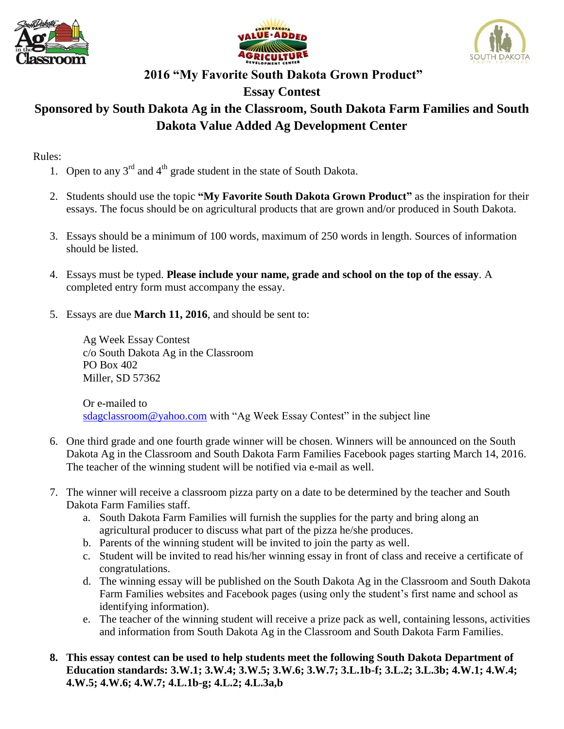# 2016 "My Favorite South Dakota Grown Product" Essay Contest

## Sponsored by South Dakota Ag in the Classroom, South Dakota Farm Families and South Dakota Value Added Ag Development Center

Rules:

1. Open to any 3rd and 4th grade student in the state of South Dakota.

2. Students should use the topic **"My Favorite South Dakota Grown Product"** as the inspiration for their essays. The focus should be on agricultural products that are grown and/or produced in South Dakota.

3. Essays should be a minimum of 100 words, maximum of 250 words in length. Sources of information should be listed.

4. Essays must be typed. **Please include your name, grade and school on the top of the essay**. A completed entry form must accompany the essay.

5. Essays are due **March 11, 2016**, and should be sent to:

   Ag Week Essay Contest
   c/o South Dakota Ag in the Classroom
   PO Box 402
   Miller, SD 57362

   Or e-mailed to
   sdagclassroom@yahoo.com with "Ag Week Essay Contest" in the subject line

6. One third grade and one fourth grade winner will be chosen. Winners will be announced on the South Dakota Ag in the Classroom and South Dakota Farm Families Facebook pages starting March 14, 2016. The teacher of the winning student will be notified via e-mail as well.

7. The winner will receive a classroom pizza party on a date to be determined by the teacher and South Dakota Farm Families staff.
   a. South Dakota Farm Families will furnish the supplies for the party and bring along an agricultural producer to discuss what part of the pizza he/she produces.
   b. Parents of the winning student will be invited to join the party as well.
   c. Student will be invited to read his/her winning essay in front of class and receive a certificate of congratulations.
   d. The winning essay will be published on the South Dakota Ag in the Classroom and South Dakota Farm Families websites and Facebook pages (using only the student's first name and school as identifying information).
   e. The teacher of the winning student will receive a prize pack as well, containing lessons, activities and information from South Dakota Ag in the Classroom and South Dakota Farm Families.

8. **This essay contest can be used to help students meet the following South Dakota Department of Education standards: 3.W.1; 3.W.4; 3.W.5; 3.W.6; 3.W.7; 3.L.1b-f; 3.L.2; 3.L.3b; 4.W.1; 4.W.4; 4.W.5; 4.W.6; 4.W.7; 4.L.1b-g; 4.L.2; 4.L.3a,b**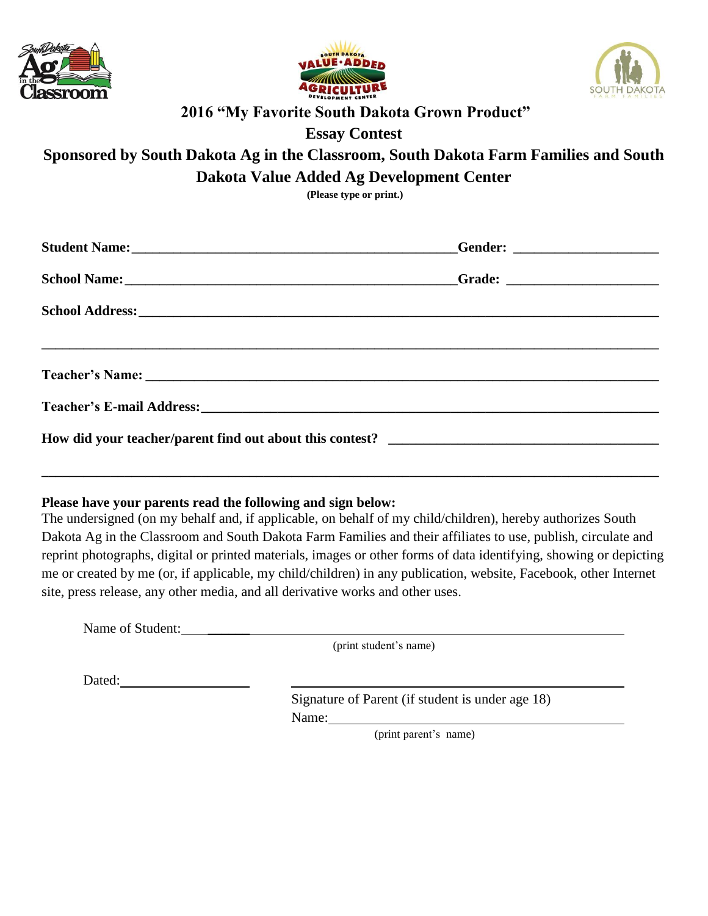**2016 "My Favorite South Dakota Grown Product"**

**Essay Contest**

**Sponsored by South Dakota Ag in the Classroom, South Dakota Farm Families and South Dakota Value Added Ag Development Center**

**(Please type or print.)**

**Student Name:**_______________________________________________ **Gender:** ____________________

**School Name:**_______________________________________________ **Grade:** _____________________

**School Address:**_______________________________________________________________________

_____________________________________________________________________________________

**Teacher's Name:** ______________________________________________________________________

**Teacher's E-mail Address:**_______________________________________________________________

**How did your teacher/parent find out about this contest?** ____________________________________

_____________________________________________________________________________________

**Please have your parents read the following and sign below:**

The undersigned (on my behalf and, if applicable, on behalf of my child/children), hereby authorizes South Dakota Ag in the Classroom and South Dakota Farm Families and their affiliates to use, publish, circulate and reprint photographs, digital or printed materials, images or other forms of data identifying, showing or depicting me or created by me (or, if applicable, my child/children) in any publication, website, Facebook, other Internet site, press release, any other media, and all derivative works and other uses.

Name of Student:____________________________________________________________

(print student's name)

Dated:____________________ ______________________________________

Signature of Parent (if student is under age 18)

Name:______________________________________

(print parent's name)